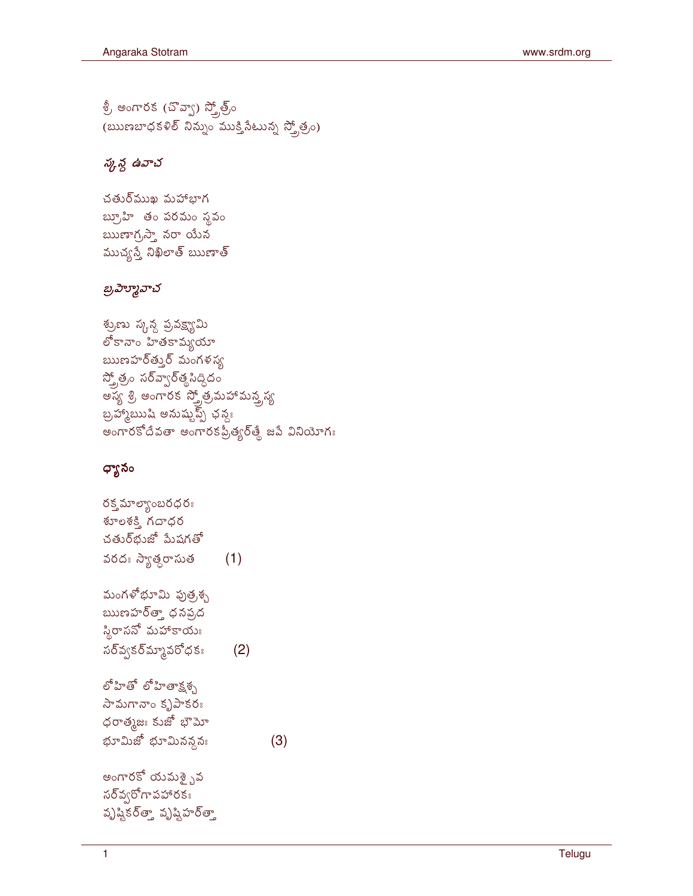శ్రీ అంగారక (చొవ్వా) స్తోత్రం
(ఋణబాధకళిల్ నిన్నుం ముక్తినేటున్న స్తోత్రం)

### స్కన్ద ఉవాచ

చతుర్ముఖ మహాభాగ
బ్రూహి తం పరమం స్తవం
ఋణాగ్రస్తా నరా యేన
ముచ్యన్తే నిఖిలాత్ ఋణాత్

### బ్రహ్మోవాచ

శృణు స్కన్ద ప్రవక్ష్యామి
లోకానాం హితకామ్యయా
ఋణహర్త్తుర్ మంగళస్య
స్తోత్రం సర్వ్వార్త్థసిద్ధిదం
అస్య శ్రీ అంగారక స్తోత్రమహామన్త్రస్య
బ్రహ్మఋషి అనుష్టుప్ ఛన్దః
అంగారకోదేవతా అంగారకప్రీత్యర్త్థే జపే వినియోగః

### ధ్యానం

రక్తమాల్యాంబరధరః
శూలశక్తి గదాధర
చతుర్భుజో మేషగతో
వరదః స్యాత్ధరాసుత (1)

మంగళోభూమి పుత్రశ్చ
ఋణహర్త్తా ధనప్రద
స్థిరాసనో మహాకాయః
సర్వ్వకర్మ్మావరోధకః (2)

లోహితో లోహితాక్షశ్చ
సామగానాం కృపాకరః
ధరాత్మజః కుజో భౌమో
భూమిజో భూమినన్దనః (3)

అంగారకో యమశ్చైవ
సర్వ్వరోగాపహారకః
వృష్టికర్త్తా వృష్టిహర్త్తా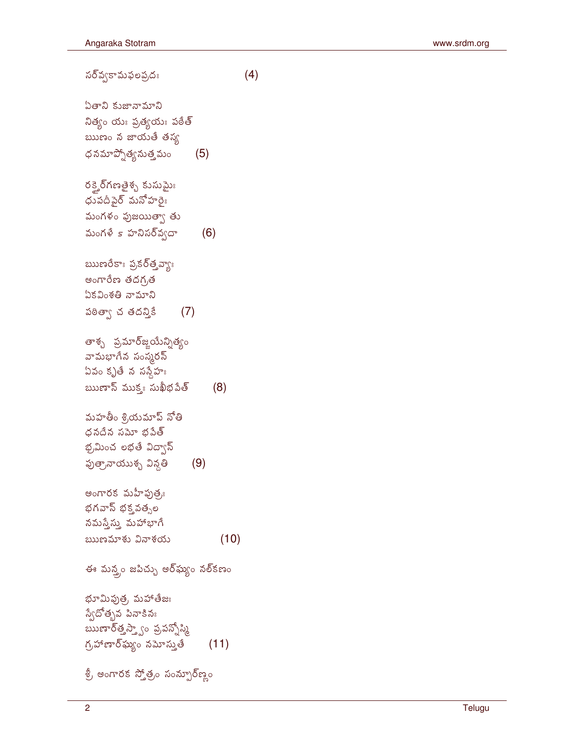సర్వకామఫలప్రదః (4)

ఏతాని కుజానామాని
నిత్యం యః ప్రత్యయః పఠేత్
ఋణం న జాయతే తస్య
ధనమాప్నోత్యనుత్తమం (5)

రక్తైర్గణత్తైశ్చ కుసుమైః
ధుపదీపైర్ మనోహరైః
మంగళం పుజయిత్వా తు
మంగళే ꠰ హనిసర్వదా (6)

ఋణరేకాః ప్రకర్తవ్యాః
అంగారేణ తదగ్రత
ఏకవింశతి నామాని
పఠిత్వా చ తదన్తికే (7)

తాశ్చ ప్రమార్జయేన్నిత్యం
వామభాగేన సంస్మరన్
ఏవం కృతే న సన్దేహః
ఋణాన్ ముక్తః సుఖీభవేత్ (8)

మహతీం శ్రియమాప్ నోతి
ధనదేన సమో భవేత్
భుమించ లభతే విద్వాన్
పుత్రానాయుశ్చ విన్దతి (9)

అంగారక మహీపుత్రః
భగవాన్ భక్తవత్సల
నమస్తేస్తు మహాభాగే
ఋణమాశు వినాశయ (10)

ఈ మన్త్రం జపిచ్చు అర్ఘ్యం నల్కణం

భూమిపుత్ర మహాతేజః
స్వేదోత్భవ పినాకినః
ఋణార్తస్త్వాం ప్రపన్నోస్మి
గ్రహాణార్ఘ్యం నమోస్తుతే (11)

శ్రీ అంగారక స్తోత్రం సంపూర్ణం